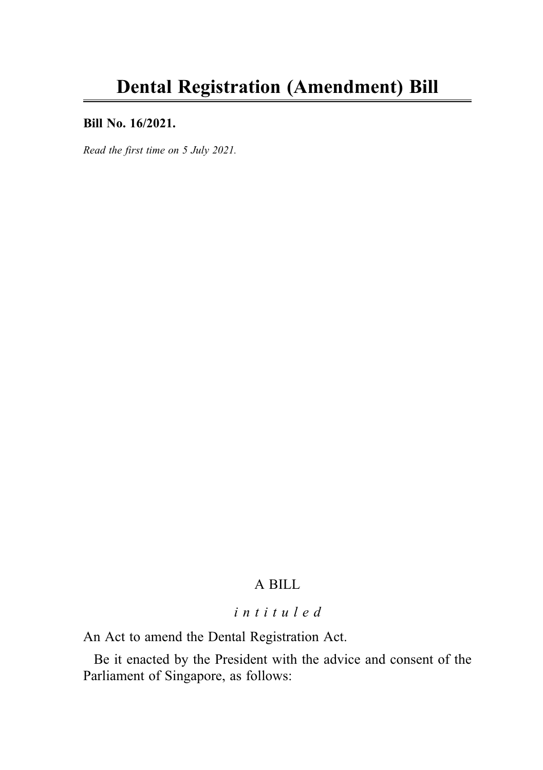# Dental Registration (Amendment) Bill

**Bill No. 16/2021.**

*Read the first time on 5 July 2021.*

A BILL

*intituled*

An Act to amend the Dental Registration Act.

Be it enacted by the President with the advice and consent of the Parliament of Singapore, as follows: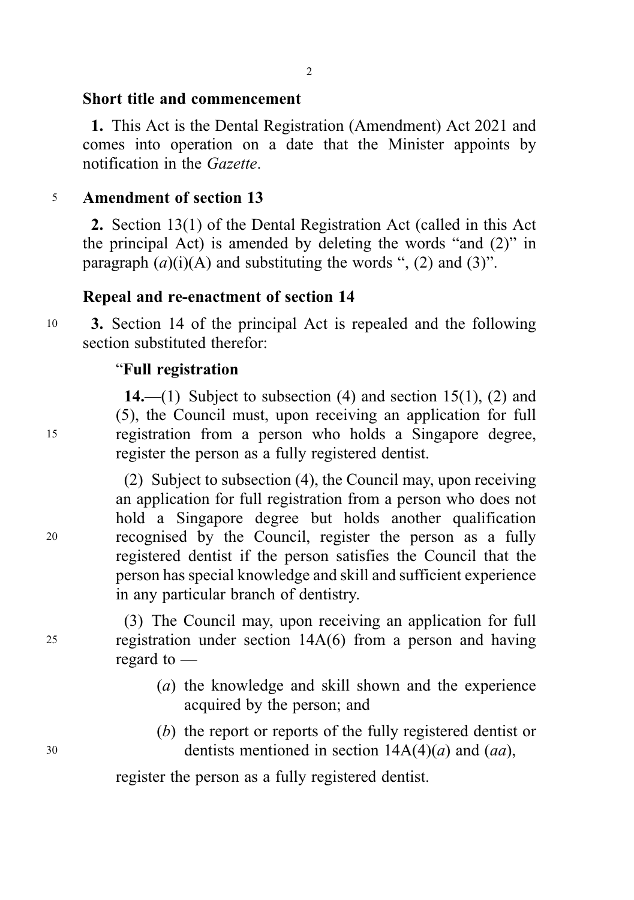### Short title and commencement

**1.** This Act is the Dental Registration (Amendment) Act 2021 and comes into operation on a date that the Minister appoints by notification in the *Gazette*.

### Amendment of section 13

**2.** Section 13(1) of the Dental Registration Act (called in this Act the principal Act) is amended by deleting the words "and (2)" in paragraph (*a*)(i)(A) and substituting the words ", (2) and (3)".

### Repeal and re-enactment of section 14

**3.** Section 14 of the principal Act is repealed and the following section substituted therefor:

"**Full registration**

**14.**—(1) Subject to subsection (4) and section 15(1), (2) and (5), the Council must, upon receiving an application for full registration from a person who holds a Singapore degree, register the person as a fully registered dentist.

(2) Subject to subsection (4), the Council may, upon receiving an application for full registration from a person who does not hold a Singapore degree but holds another qualification recognised by the Council, register the person as a fully registered dentist if the person satisfies the Council that the person has special knowledge and skill and sufficient experience in any particular branch of dentistry.

(3) The Council may, upon receiving an application for full registration under section 14A(6) from a person and having regard to —

(*a*) the knowledge and skill shown and the experience acquired by the person; and

(*b*) the report or reports of the fully registered dentist or dentists mentioned in section 14A(4)(*a*) and (*aa*),

register the person as a fully registered dentist.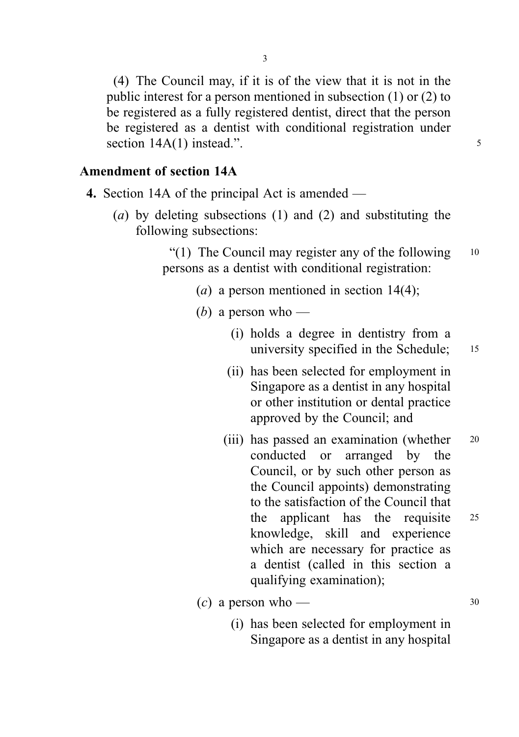(4) The Council may, if it is of the view that it is not in the public interest for a person mentioned in subsection (1) or (2) to be registered as a fully registered dentist, direct that the person be registered as a dentist with conditional registration under section 14A(1) instead.”.

**Amendment of section 14A**

**4.** Section 14A of the principal Act is amended —

(*a*) by deleting subsections (1) and (2) and substituting the following subsections:

“(1) The Council may register any of the following persons as a dentist with conditional registration:

(*a*) a person mentioned in section 14(4);

(*b*) a person who —

(i) holds a degree in dentistry from a university specified in the Schedule;

(ii) has been selected for employment in Singapore as a dentist in any hospital or other institution or dental practice approved by the Council; and

(iii) has passed an examination (whether conducted or arranged by the Council, or by such other person as the Council appoints) demonstrating to the satisfaction of the Council that the applicant has the requisite knowledge, skill and experience which are necessary for practice as a dentist (called in this section a qualifying examination);

(*c*) a person who —

(i) has been selected for employment in Singapore as a dentist in any hospital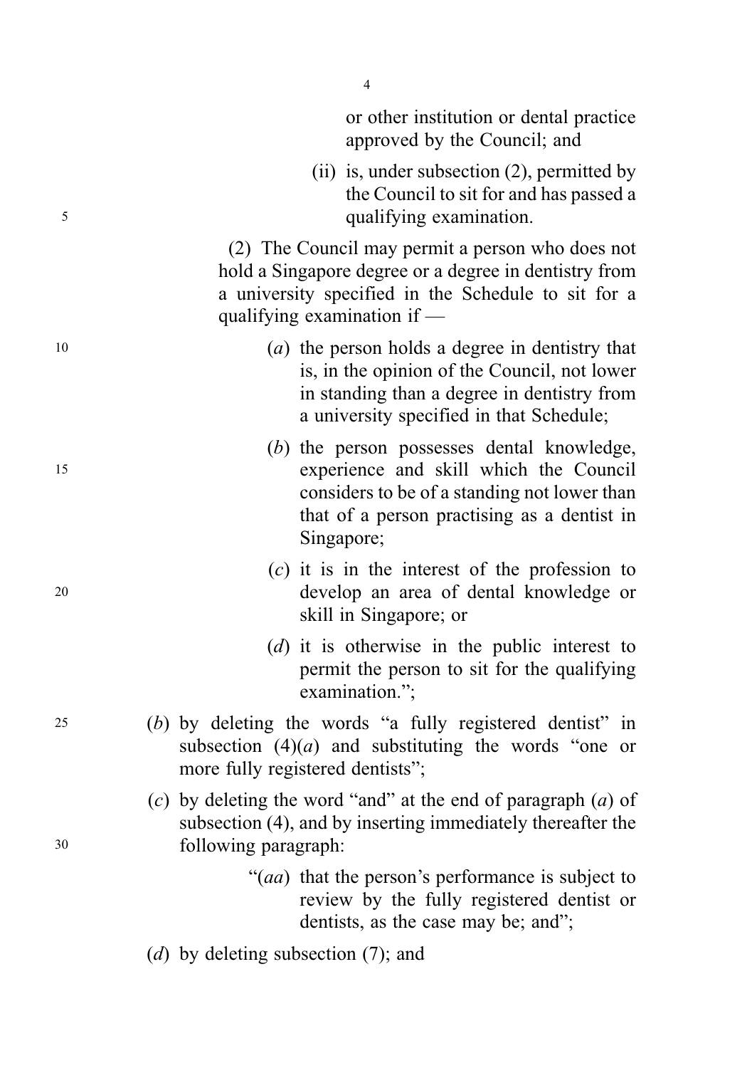or other institution or dental practice approved by the Council; and

(ii) is, under subsection (2), permitted by the Council to sit for and has passed a qualifying examination.

(2) The Council may permit a person who does not hold a Singapore degree or a degree in dentistry from a university specified in the Schedule to sit for a qualifying examination if —

(*a*) the person holds a degree in dentistry that is, in the opinion of the Council, not lower in standing than a degree in dentistry from a university specified in that Schedule;

(*b*) the person possesses dental knowledge, experience and skill which the Council considers to be of a standing not lower than that of a person practising as a dentist in Singapore;

(*c*) it is in the interest of the profession to develop an area of dental knowledge or skill in Singapore; or

(*d*) it is otherwise in the public interest to permit the person to sit for the qualifying examination.";

(*b*) by deleting the words "a fully registered dentist" in subsection (4)(*a*) and substituting the words "one or more fully registered dentists";

(*c*) by deleting the word "and" at the end of paragraph (*a*) of subsection (4), and by inserting immediately thereafter the following paragraph:

"(*aa*) that the person's performance is subject to review by the fully registered dentist or dentists, as the case may be; and";

(*d*) by deleting subsection (7); and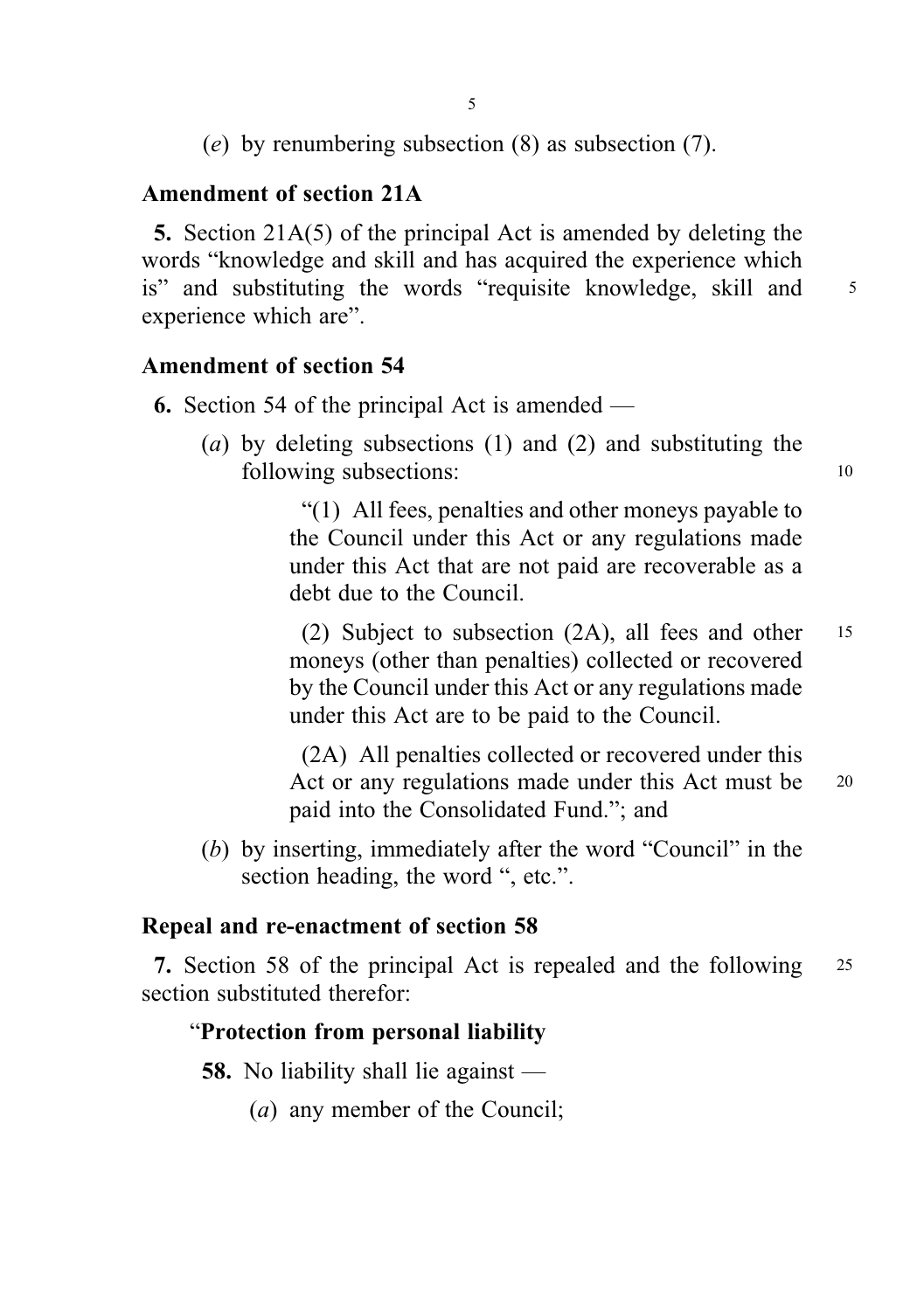(*e*) by renumbering subsection (8) as subsection (7).

### Amendment of section 21A

**5.** Section 21A(5) of the principal Act is amended by deleting the words "knowledge and skill and has acquired the experience which is" and substituting the words "requisite knowledge, skill and experience which are".

### Amendment of section 54

**6.** Section 54 of the principal Act is amended —

(*a*) by deleting subsections (1) and (2) and substituting the following subsections:

> "(1) All fees, penalties and other moneys payable to the Council under this Act or any regulations made under this Act that are not paid are recoverable as a debt due to the Council.
>
> (2) Subject to subsection (2A), all fees and other moneys (other than penalties) collected or recovered by the Council under this Act or any regulations made under this Act are to be paid to the Council.
>
> (2A) All penalties collected or recovered under this Act or any regulations made under this Act must be paid into the Consolidated Fund."; and

(*b*) by inserting, immediately after the word "Council" in the section heading, the word ", etc.".

### Repeal and re-enactment of section 58

**7.** Section 58 of the principal Act is repealed and the following section substituted therefor:

> "**Protection from personal liability**
>
> **58.** No liability shall lie against —
>
> (*a*) any member of the Council;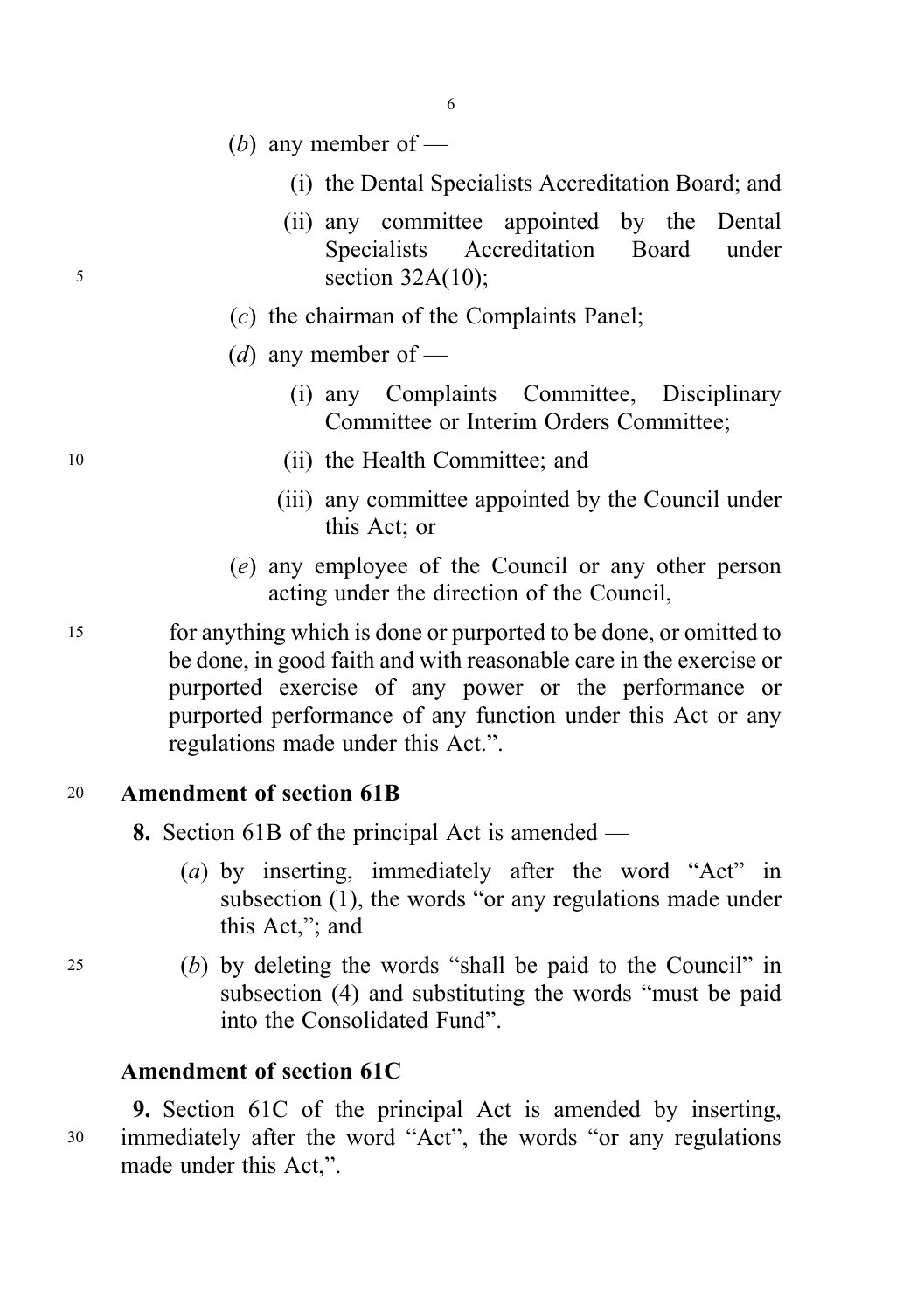(*b*) any member of —

(i) the Dental Specialists Accreditation Board; and

(ii) any committee appointed by the Dental Specialists Accreditation Board under section 32A(10);

(*c*) the chairman of the Complaints Panel;

(*d*) any member of —

(i) any Complaints Committee, Disciplinary Committee or Interim Orders Committee;

(ii) the Health Committee; and

(iii) any committee appointed by the Council under this Act; or

(*e*) any employee of the Council or any other person acting under the direction of the Council,

for anything which is done or purported to be done, or omitted to be done, in good faith and with reasonable care in the exercise or purported exercise of any power or the performance or purported performance of any function under this Act or any regulations made under this Act.".

**Amendment of section 61B**

**8.** Section 61B of the principal Act is amended —

(*a*) by inserting, immediately after the word "Act" in subsection (1), the words "or any regulations made under this Act,"; and

(*b*) by deleting the words "shall be paid to the Council" in subsection (4) and substituting the words "must be paid into the Consolidated Fund".

**Amendment of section 61C**

**9.** Section 61C of the principal Act is amended by inserting, immediately after the word "Act", the words "or any regulations made under this Act,".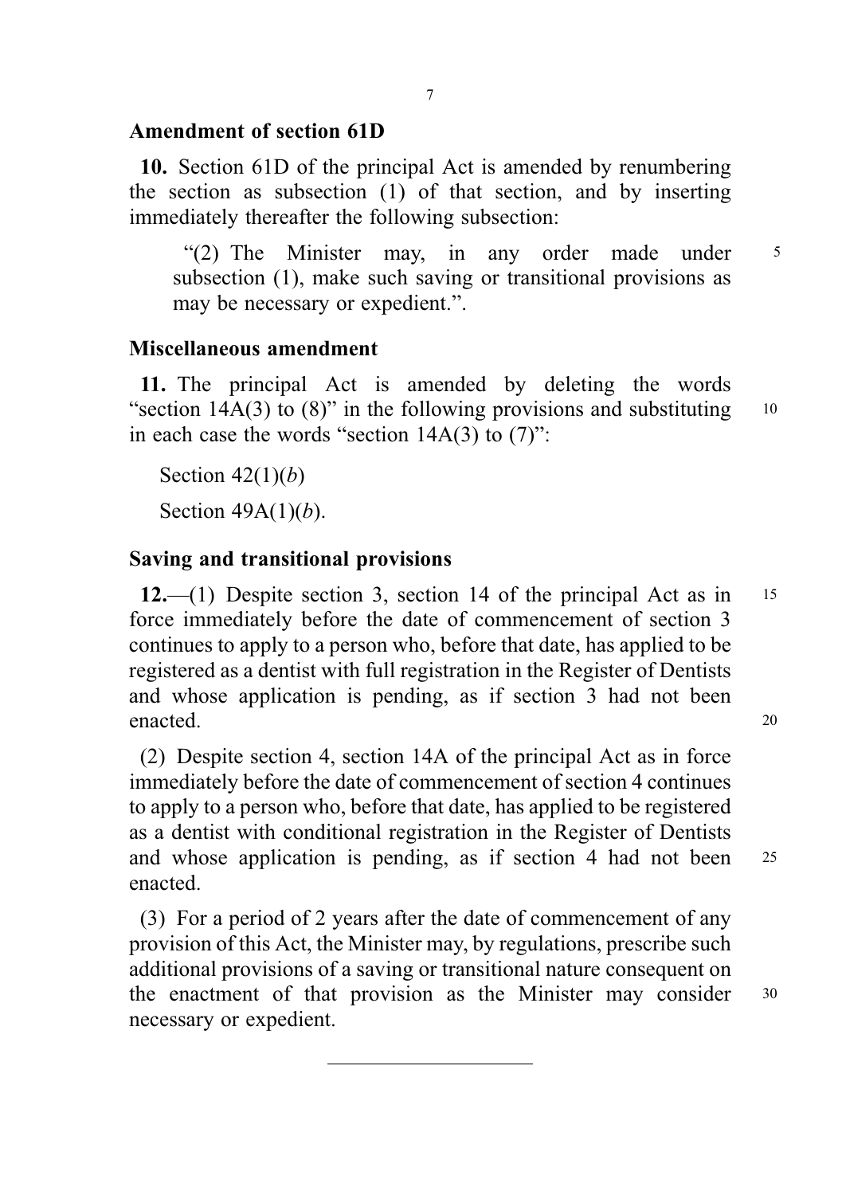**Amendment of section 61D**

**10.** Section 61D of the principal Act is amended by renumbering the section as subsection (1) of that section, and by inserting immediately thereafter the following subsection:

"(2) The Minister may, in any order made under subsection (1), make such saving or transitional provisions as may be necessary or expedient.".

**Miscellaneous amendment**

**11.** The principal Act is amended by deleting the words "section 14A(3) to (8)" in the following provisions and substituting in each case the words "section 14A(3) to (7)":

Section 42(1)(*b*)

Section 49A(1)(*b*).

**Saving and transitional provisions**

**12.**—(1) Despite section 3, section 14 of the principal Act as in force immediately before the date of commencement of section 3 continues to apply to a person who, before that date, has applied to be registered as a dentist with full registration in the Register of Dentists and whose application is pending, as if section 3 had not been enacted.

(2) Despite section 4, section 14A of the principal Act as in force immediately before the date of commencement of section 4 continues to apply to a person who, before that date, has applied to be registered as a dentist with conditional registration in the Register of Dentists and whose application is pending, as if section 4 had not been enacted.

(3) For a period of 2 years after the date of commencement of any provision of this Act, the Minister may, by regulations, prescribe such additional provisions of a saving or transitional nature consequent on the enactment of that provision as the Minister may consider necessary or expedient.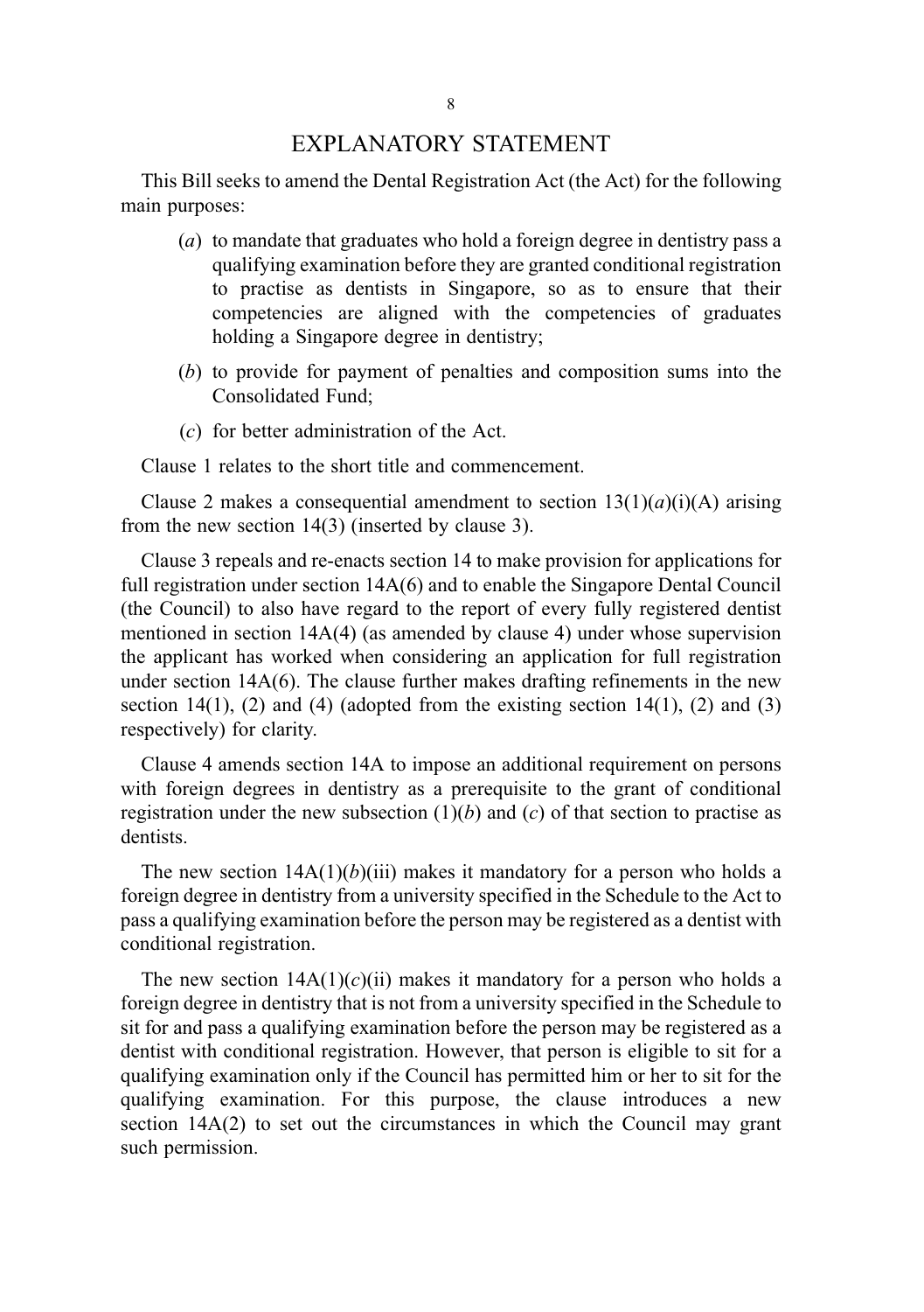# EXPLANATORY STATEMENT

This Bill seeks to amend the Dental Registration Act (the Act) for the following main purposes:

(*a*) to mandate that graduates who hold a foreign degree in dentistry pass a qualifying examination before they are granted conditional registration to practise as dentists in Singapore, so as to ensure that their competencies are aligned with the competencies of graduates holding a Singapore degree in dentistry;

(*b*) to provide for payment of penalties and composition sums into the Consolidated Fund;

(*c*) for better administration of the Act.

Clause 1 relates to the short title and commencement.

Clause 2 makes a consequential amendment to section 13(1)(*a*)(i)(A) arising from the new section 14(3) (inserted by clause 3).

Clause 3 repeals and re-enacts section 14 to make provision for applications for full registration under section 14A(6) and to enable the Singapore Dental Council (the Council) to also have regard to the report of every fully registered dentist mentioned in section 14A(4) (as amended by clause 4) under whose supervision the applicant has worked when considering an application for full registration under section 14A(6). The clause further makes drafting refinements in the new section 14(1), (2) and (4) (adopted from the existing section 14(1), (2) and (3) respectively) for clarity.

Clause 4 amends section 14A to impose an additional requirement on persons with foreign degrees in dentistry as a prerequisite to the grant of conditional registration under the new subsection (1)(*b*) and (*c*) of that section to practise as dentists.

The new section 14A(1)(*b*)(iii) makes it mandatory for a person who holds a foreign degree in dentistry from a university specified in the Schedule to the Act to pass a qualifying examination before the person may be registered as a dentist with conditional registration.

The new section 14A(1)(*c*)(ii) makes it mandatory for a person who holds a foreign degree in dentistry that is not from a university specified in the Schedule to sit for and pass a qualifying examination before the person may be registered as a dentist with conditional registration. However, that person is eligible to sit for a qualifying examination only if the Council has permitted him or her to sit for the qualifying examination. For this purpose, the clause introduces a new section 14A(2) to set out the circumstances in which the Council may grant such permission.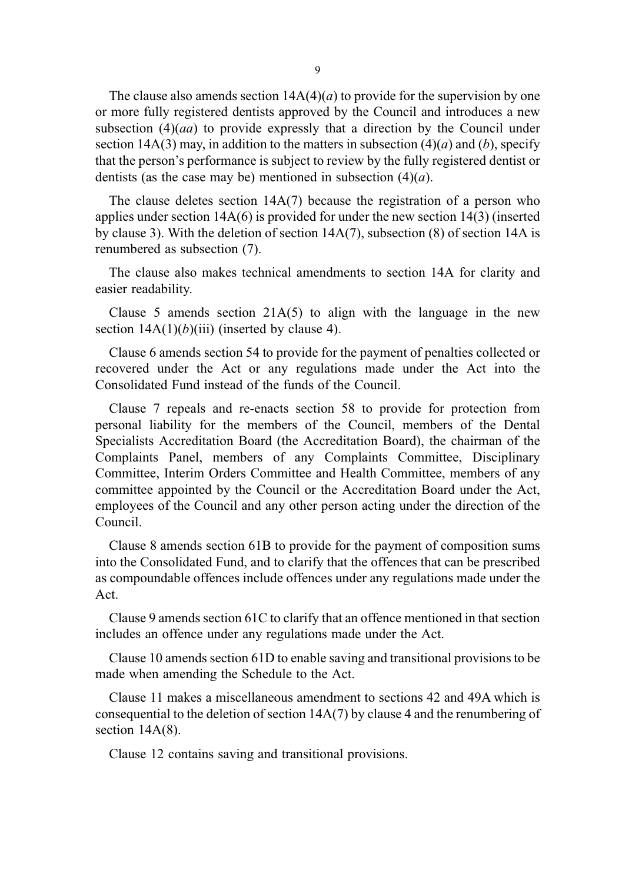The clause also amends section 14A(4)(*a*) to provide for the supervision by one or more fully registered dentists approved by the Council and introduces a new subsection (4)(*aa*) to provide expressly that a direction by the Council under section 14A(3) may, in addition to the matters in subsection (4)(*a*) and (*b*), specify that the person's performance is subject to review by the fully registered dentist or dentists (as the case may be) mentioned in subsection (4)(*a*).

The clause deletes section 14A(7) because the registration of a person who applies under section 14A(6) is provided for under the new section 14(3) (inserted by clause 3). With the deletion of section 14A(7), subsection (8) of section 14A is renumbered as subsection (7).

The clause also makes technical amendments to section 14A for clarity and easier readability.

Clause 5 amends section 21A(5) to align with the language in the new section 14A(1)(*b*)(iii) (inserted by clause 4).

Clause 6 amends section 54 to provide for the payment of penalties collected or recovered under the Act or any regulations made under the Act into the Consolidated Fund instead of the funds of the Council.

Clause 7 repeals and re-enacts section 58 to provide for protection from personal liability for the members of the Council, members of the Dental Specialists Accreditation Board (the Accreditation Board), the chairman of the Complaints Panel, members of any Complaints Committee, Disciplinary Committee, Interim Orders Committee and Health Committee, members of any committee appointed by the Council or the Accreditation Board under the Act, employees of the Council and any other person acting under the direction of the Council.

Clause 8 amends section 61B to provide for the payment of composition sums into the Consolidated Fund, and to clarify that the offences that can be prescribed as compoundable offences include offences under any regulations made under the Act.

Clause 9 amends section 61C to clarify that an offence mentioned in that section includes an offence under any regulations made under the Act.

Clause 10 amends section 61D to enable saving and transitional provisions to be made when amending the Schedule to the Act.

Clause 11 makes a miscellaneous amendment to sections 42 and 49A which is consequential to the deletion of section 14A(7) by clause 4 and the renumbering of section 14A(8).

Clause 12 contains saving and transitional provisions.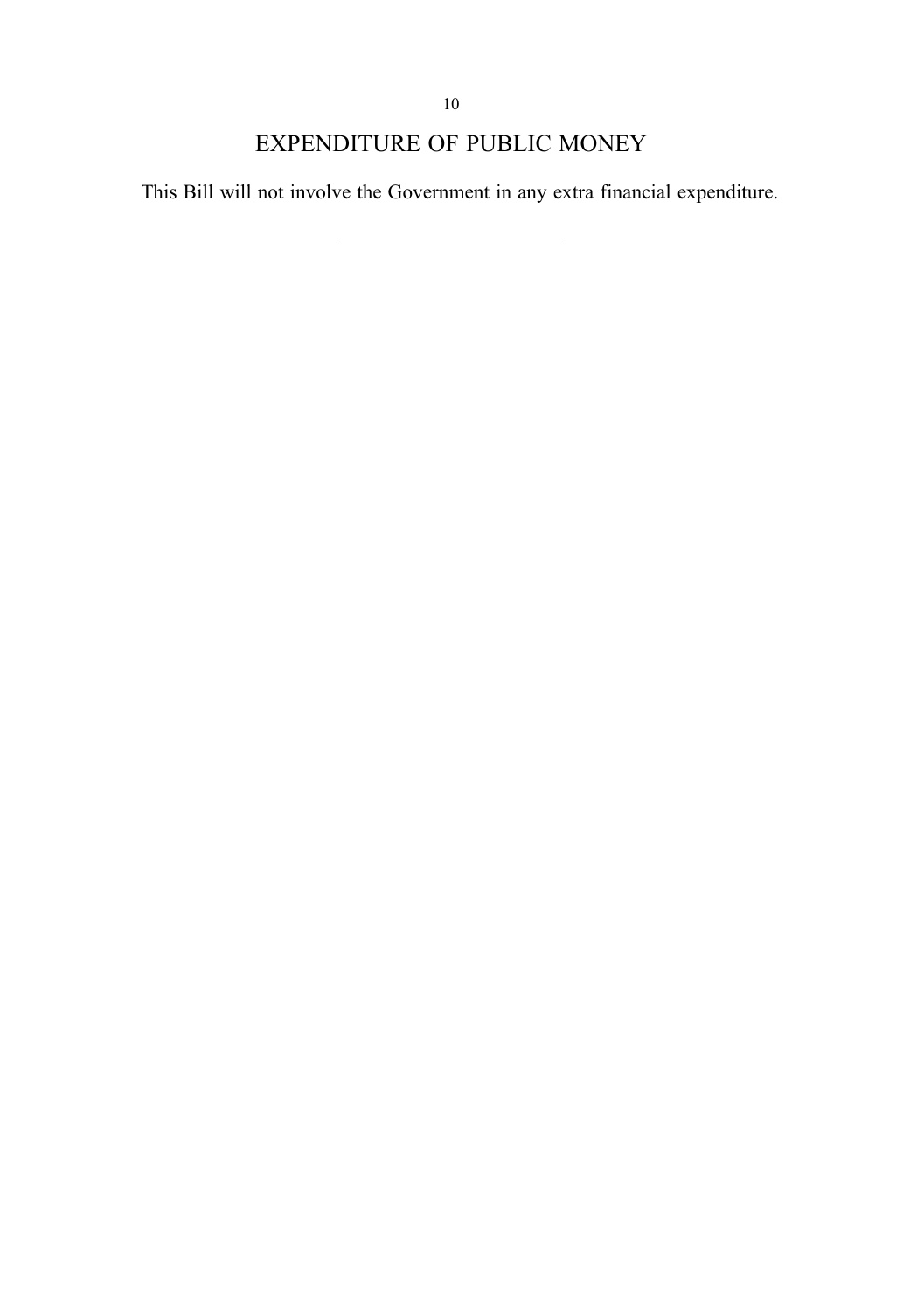## EXPENDITURE OF PUBLIC MONEY

This Bill will not involve the Government in any extra financial expenditure.

---